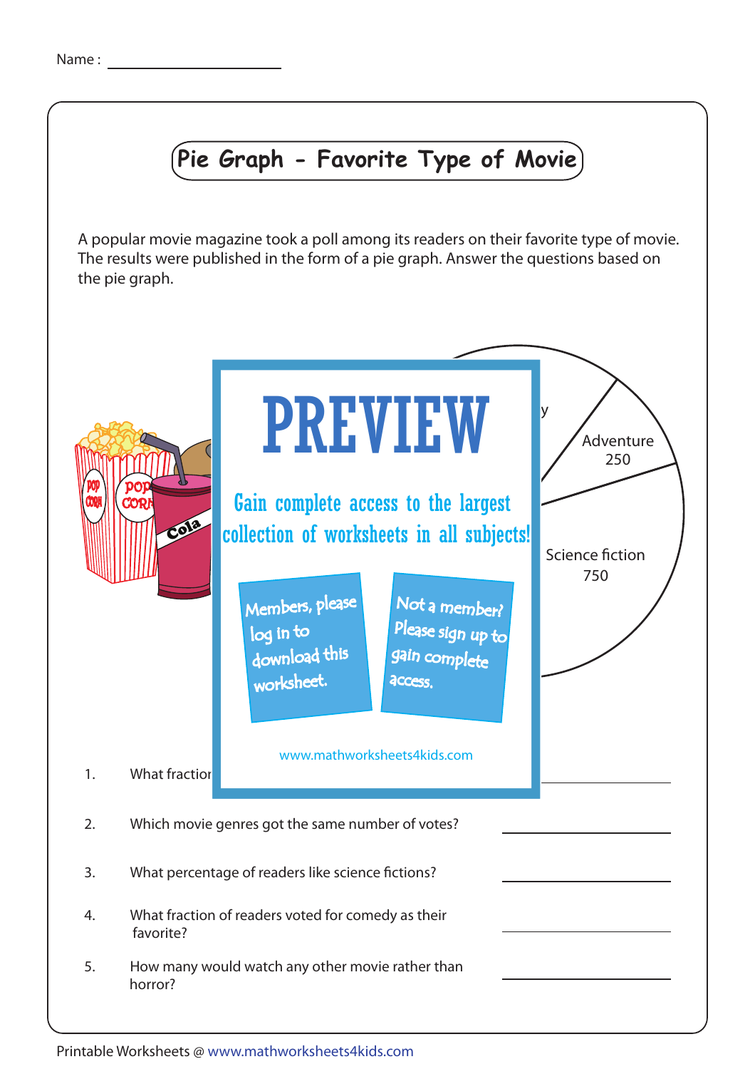Name : ____________________

# Pie Graph - Favorite Type of Movie

A popular movie magazine took a poll among its readers on their favorite type of movie. The results were published in the form of a pie graph. Answer the questions based on the pie graph.

y

Adventure
250

Science fiction
750

PREVIEW

Gain complete access to the largest collection of worksheets in all subjects!

Members, please log in to download this worksheet.

Not a member? Please sign up to gain complete access.

www.mathworksheets4kids.com

1. What fractio ____________________

2. Which movie genres got the same number of votes? ____________________

3. What percentage of readers like science fictions? ____________________

4. What fraction of readers voted for comedy as their favorite? ____________________

5. How many would watch any other movie rather than horror? ____________________

Printable Worksheets @ www.mathworksheets4kids.com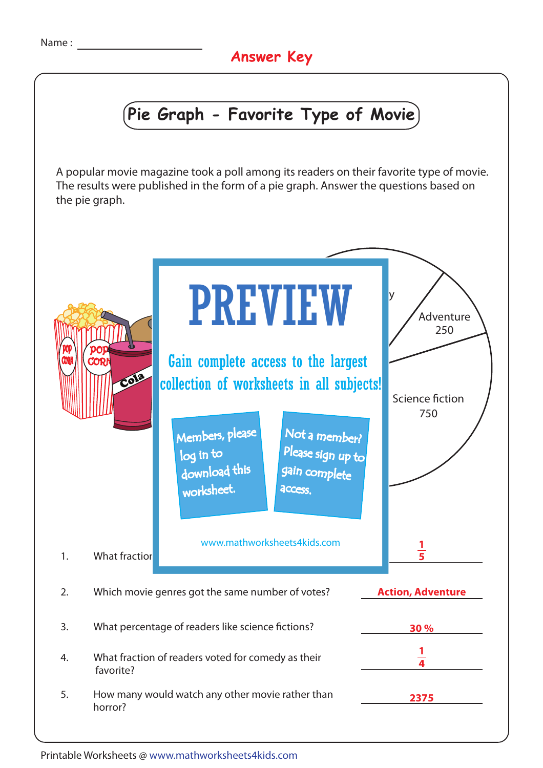Name :

Answer Key

# Pie Graph - Favorite Type of Movie

A popular movie magazine took a poll among its readers on their favorite type of movie. The results were published in the form of a pie graph. Answer the questions based on the pie graph.

y

Adventure
250

Science fiction
750

PREVIEW

Gain complete access to the largest collection of worksheets in all subjects!

Members, please log in to download this worksheet.

Not a member? Please sign up to gain complete access.

www.mathworksheets4kids.com

1. What fractio — $\frac{1}{5}$

2. Which movie genres got the same number of votes? — **Action, Adventure**

3. What percentage of readers like science fictions? — **30 %**

4. What fraction of readers voted for comedy as their favorite? — $\frac{1}{4}$

5. How many would watch any other movie rather than horror? — **2375**

Printable Worksheets @ www.mathworksheets4kids.com